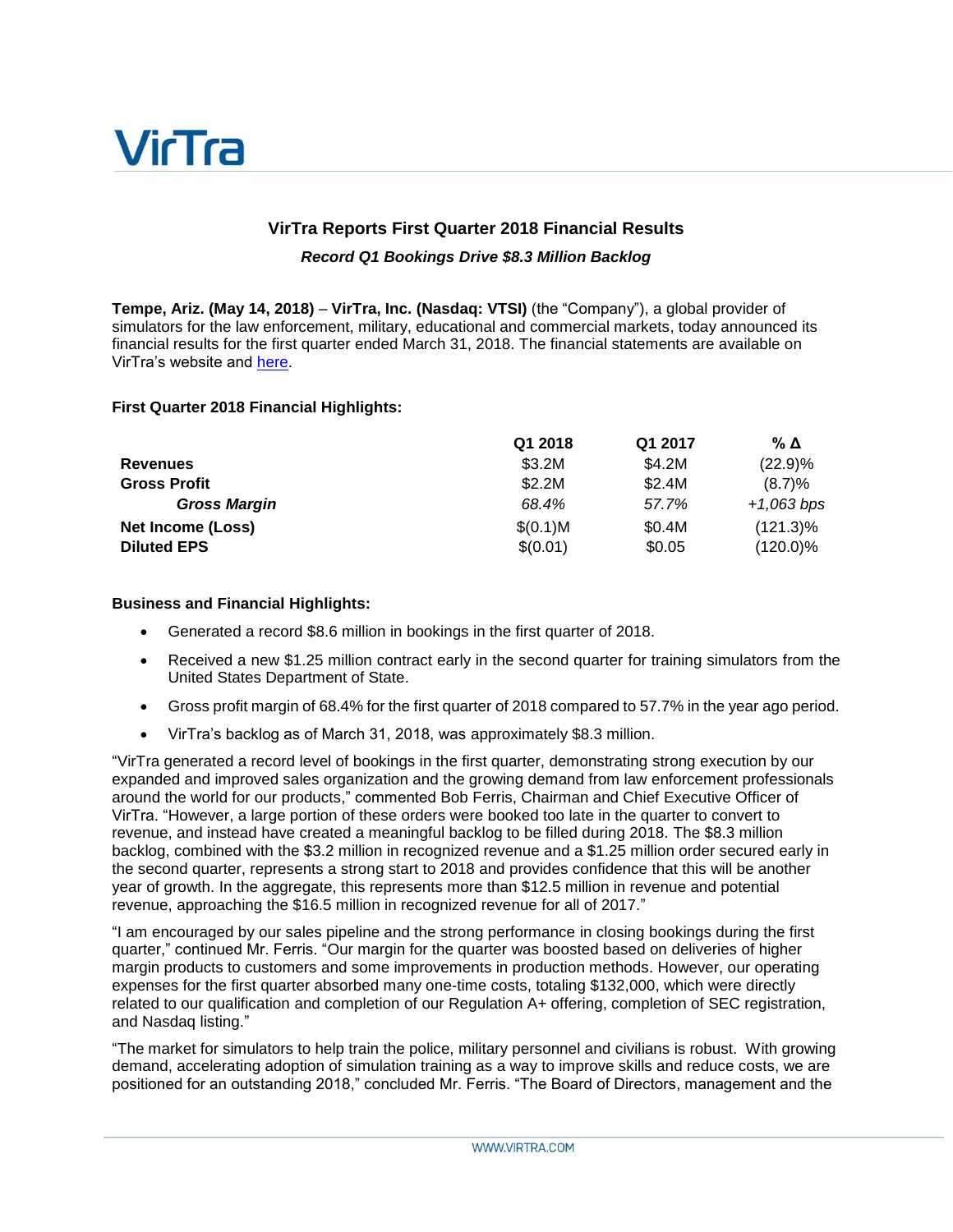# VirTra

## VirTra Reports First Quarter 2018 Financial Results

***Record Q1 Bookings Drive $8.3 Million Backlog***

**Tempe, Ariz. (May 14, 2018)** – **VirTra, Inc. (Nasdaq: VTSI)** (the "Company"), a global provider of simulators for the law enforcement, military, educational and commercial markets, today announced its financial results for the first quarter ended March 31, 2018. The financial statements are available on VirTra's website and here.

**First Quarter 2018 Financial Highlights:**

| | Q1 2018 | Q1 2017 | % Δ |
|---|---|---|---|
| **Revenues** | $3.2M | $4.2M | (22.9)% |
| **Gross Profit** | $2.2M | $2.4M | (8.7)% |
| ***Gross Margin*** | *68.4%* | *57.7%* | *+1,063 bps* |
| **Net Income (Loss)** | $(0.1)M | $0.4M | (121.3)% |
| **Diluted EPS** | $(0.01) | $0.05 | (120.0)% |

**Business and Financial Highlights:**

- Generated a record $8.6 million in bookings in the first quarter of 2018.
- Received a new $1.25 million contract early in the second quarter for training simulators from the United States Department of State.
- Gross profit margin of 68.4% for the first quarter of 2018 compared to 57.7% in the year ago period.
- VirTra's backlog as of March 31, 2018, was approximately $8.3 million.

"VirTra generated a record level of bookings in the first quarter, demonstrating strong execution by our expanded and improved sales organization and the growing demand from law enforcement professionals around the world for our products," commented Bob Ferris, Chairman and Chief Executive Officer of VirTra. "However, a large portion of these orders were booked too late in the quarter to convert to revenue, and instead have created a meaningful backlog to be filled during 2018. The $8.3 million backlog, combined with the $3.2 million in recognized revenue and a $1.25 million order secured early in the second quarter, represents a strong start to 2018 and provides confidence that this will be another year of growth. In the aggregate, this represents more than $12.5 million in revenue and potential revenue, approaching the $16.5 million in recognized revenue for all of 2017."

"I am encouraged by our sales pipeline and the strong performance in closing bookings during the first quarter," continued Mr. Ferris. "Our margin for the quarter was boosted based on deliveries of higher margin products to customers and some improvements in production methods. However, our operating expenses for the first quarter absorbed many one-time costs, totaling $132,000, which were directly related to our qualification and completion of our Regulation A+ offering, completion of SEC registration, and Nasdaq listing."

"The market for simulators to help train the police, military personnel and civilians is robust. With growing demand, accelerating adoption of simulation training as a way to improve skills and reduce costs, we are positioned for an outstanding 2018," concluded Mr. Ferris. "The Board of Directors, management and the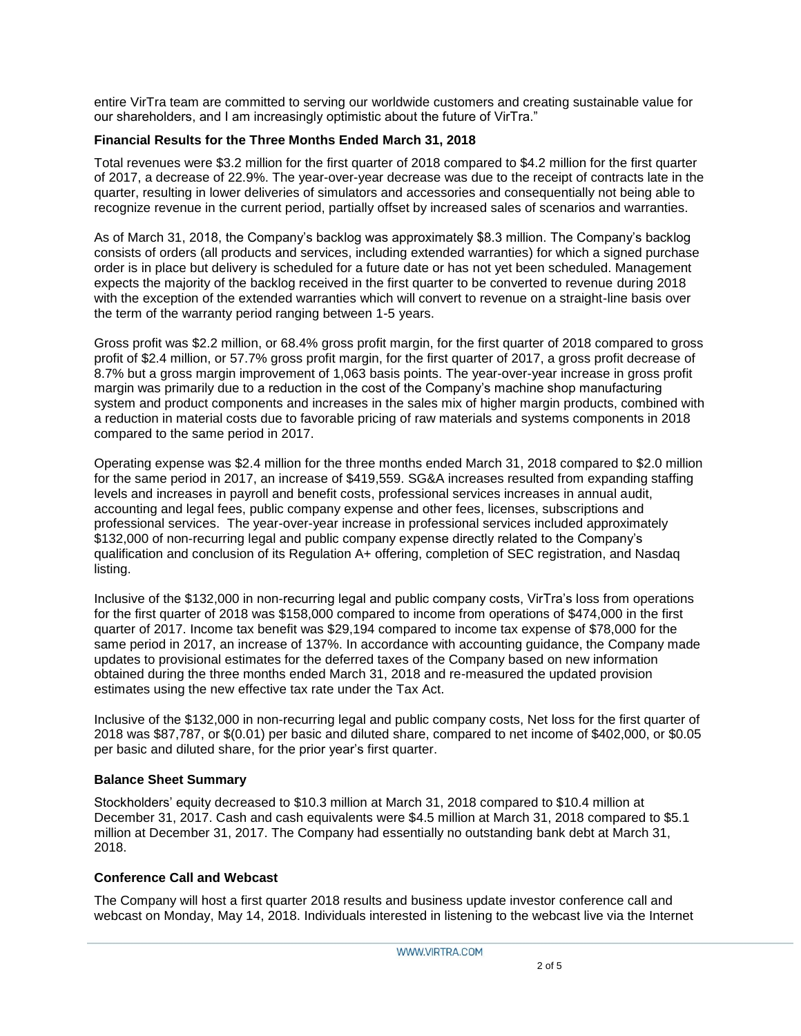entire VirTra team are committed to serving our worldwide customers and creating sustainable value for our shareholders, and I am increasingly optimistic about the future of VirTra."

**Financial Results for the Three Months Ended March 31, 2018**

Total revenues were $3.2 million for the first quarter of 2018 compared to $4.2 million for the first quarter of 2017, a decrease of 22.9%. The year-over-year decrease was due to the receipt of contracts late in the quarter, resulting in lower deliveries of simulators and accessories and consequentially not being able to recognize revenue in the current period, partially offset by increased sales of scenarios and warranties.

As of March 31, 2018, the Company's backlog was approximately $8.3 million. The Company's backlog consists of orders (all products and services, including extended warranties) for which a signed purchase order is in place but delivery is scheduled for a future date or has not yet been scheduled. Management expects the majority of the backlog received in the first quarter to be converted to revenue during 2018 with the exception of the extended warranties which will convert to revenue on a straight-line basis over the term of the warranty period ranging between 1-5 years.

Gross profit was $2.2 million, or 68.4% gross profit margin, for the first quarter of 2018 compared to gross profit of $2.4 million, or 57.7% gross profit margin, for the first quarter of 2017, a gross profit decrease of 8.7% but a gross margin improvement of 1,063 basis points. The year-over-year increase in gross profit margin was primarily due to a reduction in the cost of the Company's machine shop manufacturing system and product components and increases in the sales mix of higher margin products, combined with a reduction in material costs due to favorable pricing of raw materials and systems components in 2018 compared to the same period in 2017.

Operating expense was $2.4 million for the three months ended March 31, 2018 compared to $2.0 million for the same period in 2017, an increase of $419,559. SG&A increases resulted from expanding staffing levels and increases in payroll and benefit costs, professional services increases in annual audit, accounting and legal fees, public company expense and other fees, licenses, subscriptions and professional services. The year-over-year increase in professional services included approximately $132,000 of non-recurring legal and public company expense directly related to the Company's qualification and conclusion of its Regulation A+ offering, completion of SEC registration, and Nasdaq listing.

Inclusive of the $132,000 in non-recurring legal and public company costs, VirTra's loss from operations for the first quarter of 2018 was $158,000 compared to income from operations of $474,000 in the first quarter of 2017. Income tax benefit was $29,194 compared to income tax expense of $78,000 for the same period in 2017, an increase of 137%. In accordance with accounting guidance, the Company made updates to provisional estimates for the deferred taxes of the Company based on new information obtained during the three months ended March 31, 2018 and re-measured the updated provision estimates using the new effective tax rate under the Tax Act.

Inclusive of the $132,000 in non-recurring legal and public company costs, Net loss for the first quarter of 2018 was $87,787, or $(0.01) per basic and diluted share, compared to net income of $402,000, or $0.05 per basic and diluted share, for the prior year's first quarter.

**Balance Sheet Summary**

Stockholders' equity decreased to $10.3 million at March 31, 2018 compared to $10.4 million at December 31, 2017. Cash and cash equivalents were $4.5 million at March 31, 2018 compared to $5.1 million at December 31, 2017. The Company had essentially no outstanding bank debt at March 31, 2018.

**Conference Call and Webcast**

The Company will host a first quarter 2018 results and business update investor conference call and webcast on Monday, May 14, 2018. Individuals interested in listening to the webcast live via the Internet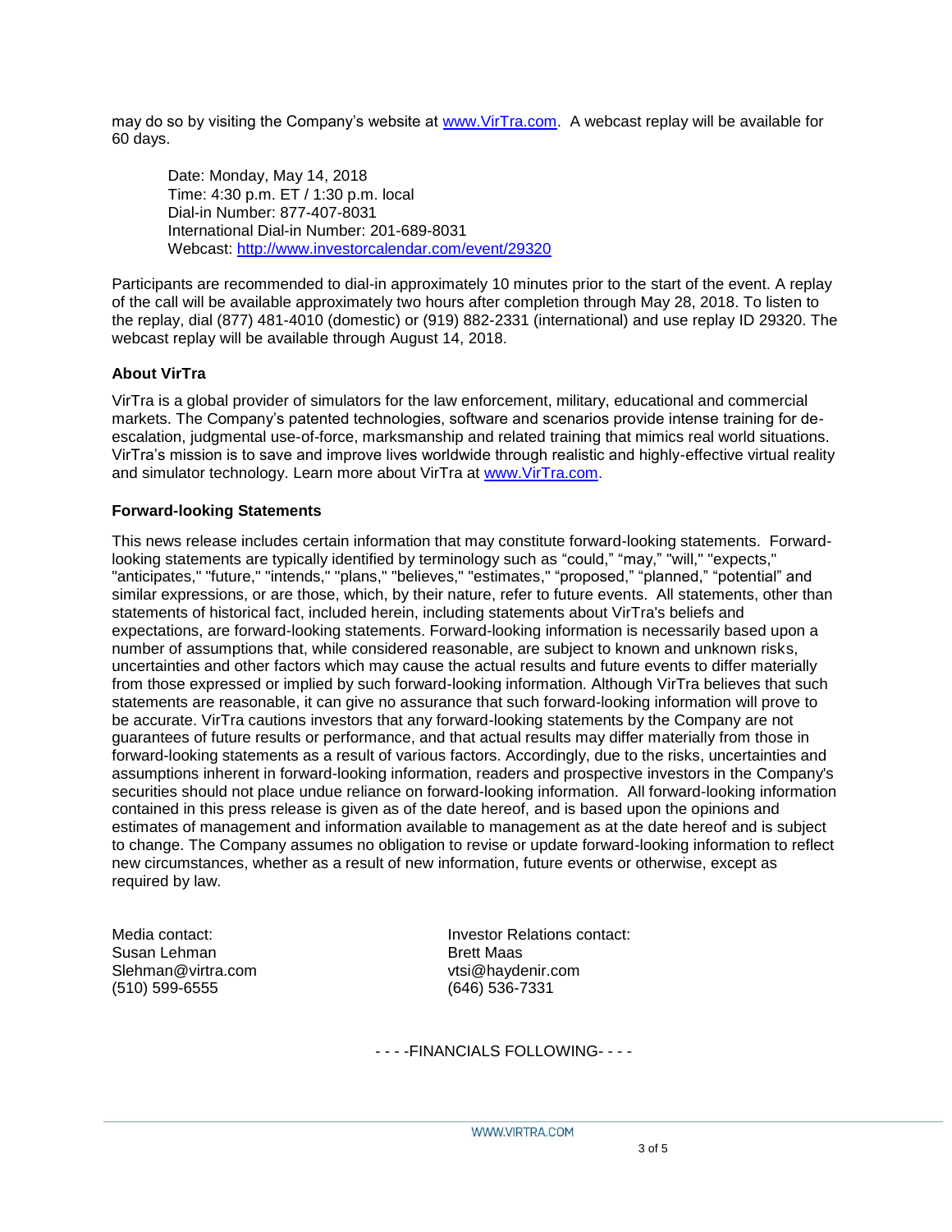may do so by visiting the Company's website at www.VirTra.com. A webcast replay will be available for 60 days.

Date: Monday, May 14, 2018
Time: 4:30 p.m. ET / 1:30 p.m. local
Dial-in Number: 877-407-8031
International Dial-in Number: 201-689-8031
Webcast: http://www.investorcalendar.com/event/29320

Participants are recommended to dial-in approximately 10 minutes prior to the start of the event. A replay of the call will be available approximately two hours after completion through May 28, 2018. To listen to the replay, dial (877) 481-4010 (domestic) or (919) 882-2331 (international) and use replay ID 29320. The webcast replay will be available through August 14, 2018.

**About VirTra**

VirTra is a global provider of simulators for the law enforcement, military, educational and commercial markets. The Company's patented technologies, software and scenarios provide intense training for de-escalation, judgmental use-of-force, marksmanship and related training that mimics real world situations. VirTra's mission is to save and improve lives worldwide through realistic and highly-effective virtual reality and simulator technology. Learn more about VirTra at www.VirTra.com.

**Forward-looking Statements**

This news release includes certain information that may constitute forward-looking statements. Forward-looking statements are typically identified by terminology such as "could," "may," "will," "expects," "anticipates," "future," "intends," "plans," "believes," "estimates," "proposed," "planned," "potential" and similar expressions, or are those, which, by their nature, refer to future events. All statements, other than statements of historical fact, included herein, including statements about VirTra's beliefs and expectations, are forward-looking statements. Forward-looking information is necessarily based upon a number of assumptions that, while considered reasonable, are subject to known and unknown risks, uncertainties and other factors which may cause the actual results and future events to differ materially from those expressed or implied by such forward-looking information. Although VirTra believes that such statements are reasonable, it can give no assurance that such forward-looking information will prove to be accurate. VirTra cautions investors that any forward-looking statements by the Company are not guarantees of future results or performance, and that actual results may differ materially from those in forward-looking statements as a result of various factors. Accordingly, due to the risks, uncertainties and assumptions inherent in forward-looking information, readers and prospective investors in the Company's securities should not place undue reliance on forward-looking information. All forward-looking information contained in this press release is given as of the date hereof, and is based upon the opinions and estimates of management and information available to management as at the date hereof and is subject to change. The Company assumes no obligation to revise or update forward-looking information to reflect new circumstances, whether as a result of new information, future events or otherwise, except as required by law.

Media contact:
Susan Lehman
Slehman@virtra.com
(510) 599-6555

Investor Relations contact:
Brett Maas
vtsi@haydenir.com
(646) 536-7331

- - - -FINANCIALS FOLLOWING- - - -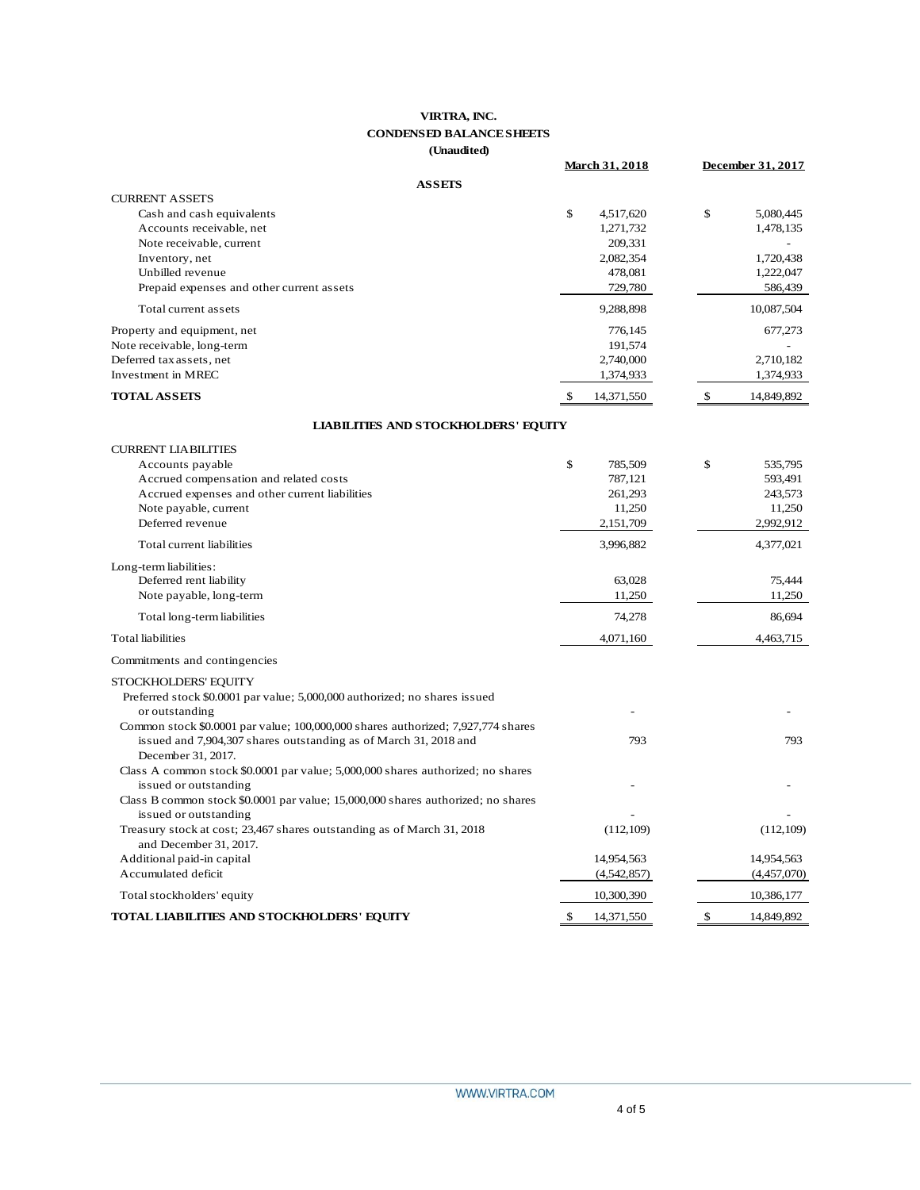# VIRTRA, INC.
## CONDENSED BALANCE SHEETS
### (Unaudited)

| | March 31, 2018 | December 31, 2017 |
|---|---|---|
| **ASSETS** | | |
| CURRENT ASSETS | | |
| Cash and cash equivalents | $ 4,517,620 | $ 5,080,445 |
| Accounts receivable, net | 1,271,732 | 1,478,135 |
| Note receivable, current | 209,331 | - |
| Inventory, net | 2,082,354 | 1,720,438 |
| Unbilled revenue | 478,081 | 1,222,047 |
| Prepaid expenses and other current assets | 729,780 | 586,439 |
| Total current assets | 9,288,898 | 10,087,504 |
| Property and equipment, net | 776,145 | 677,273 |
| Note receivable, long-term | 191,574 | - |
| Deferred tax assets, net | 2,740,000 | 2,710,182 |
| Investment in MREC | 1,374,933 | 1,374,933 |
| **TOTAL ASSETS** | $ 14,371,550 | $ 14,849,892 |
| **LIABILITIES AND STOCKHOLDERS' EQUITY** | | |
| CURRENT LIABILITIES | | |
| Accounts payable | $ 785,509 | $ 535,795 |
| Accrued compensation and related costs | 787,121 | 593,491 |
| Accrued expenses and other current liabilities | 261,293 | 243,573 |
| Note payable, current | 11,250 | 11,250 |
| Deferred revenue | 2,151,709 | 2,992,912 |
| Total current liabilities | 3,996,882 | 4,377,021 |
| Long-term liabilities: | | |
| Deferred rent liability | 63,028 | 75,444 |
| Note payable, long-term | 11,250 | 11,250 |
| Total long-term liabilities | 74,278 | 86,694 |
| Total liabilities | 4,071,160 | 4,463,715 |
| Commitments and contingencies | | |
| STOCKHOLDERS' EQUITY | | |
| Preferred stock $0.0001 par value; 5,000,000 authorized; no shares issued or outstanding | - | - |
| Common stock $0.0001 par value; 100,000,000 shares authorized; 7,927,774 shares issued and 7,904,307 shares outstanding as of March 31, 2018 and December 31, 2017. | 793 | 793 |
| Class A common stock $0.0001 par value; 5,000,000 shares authorized; no shares issued or outstanding | - | - |
| Class B common stock $0.0001 par value; 15,000,000 shares authorized; no shares issued or outstanding | - | - |
| Treasury stock at cost; 23,467 shares outstanding as of March 31, 2018 and December 31, 2017. | (112,109) | (112,109) |
| Additional paid-in capital | 14,954,563 | 14,954,563 |
| Accumulated deficit | (4,542,857) | (4,457,070) |
| Total stockholders' equity | 10,300,390 | 10,386,177 |
| **TOTAL LIABILITIES AND STOCKHOLDERS' EQUITY** | $ 14,371,550 | $ 14,849,892 |

WWW.VIRTRA.COM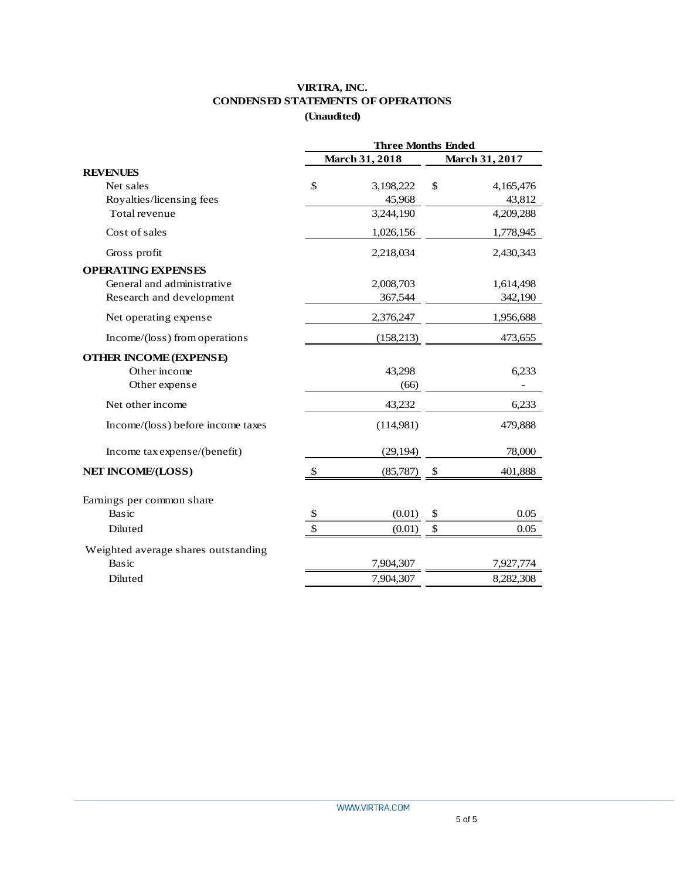**VIRTRA, INC.**
**CONDENSED STATEMENTS OF OPERATIONS**
**(Unaudited)**

| | Three Months Ended | |
|---|---|---|
| | March 31, 2018 | March 31, 2017 |
| **REVENUES** | | |
| Net sales | $ 3,198,222 | $ 4,165,476 |
| Royalties/licensing fees | 45,968 | 43,812 |
| Total revenue | 3,244,190 | 4,209,288 |
| Cost of sales | 1,026,156 | 1,778,945 |
| Gross profit | 2,218,034 | 2,430,343 |
| **OPERATING EXPENSES** | | |
| General and administrative | 2,008,703 | 1,614,498 |
| Research and development | 367,544 | 342,190 |
| Net operating expense | 2,376,247 | 1,956,688 |
| Income/(loss) from operations | (158,213) | 473,655 |
| **OTHER INCOME (EXPENSE)** | | |
| Other income | 43,298 | 6,233 |
| Other expense | (66) | - |
| Net other income | 43,232 | 6,233 |
| Income/(loss) before income taxes | (114,981) | 479,888 |
| Income tax expense/(benefit) | (29,194) | 78,000 |
| **NET INCOME/(LOSS)** | $ (85,787) | $ 401,888 |
| Earnings per common share | | |
| Basic | $ (0.01) | $ 0.05 |
| Diluted | $ (0.01) | $ 0.05 |
| Weighted average shares outstanding | | |
| Basic | 7,904,307 | 7,927,774 |
| Diluted | 7,904,307 | 8,282,308 |

WWW.VIRTRA.COM